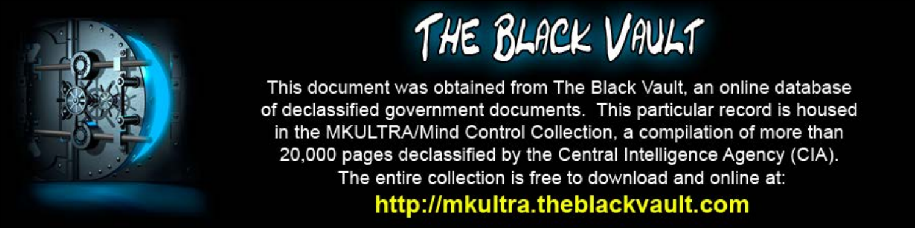# THE BLACK VAULT

This document was obtained from The Black Vault, an online database of declassified government documents. This particular record is housed in the MKULTRA/Mind Control Collection, a compilation of more than 20,000 pages declassified by the Central Intelligence Agency (CIA). The entire collection is free to download and online at:

**http://mkultra.theblackvault.com**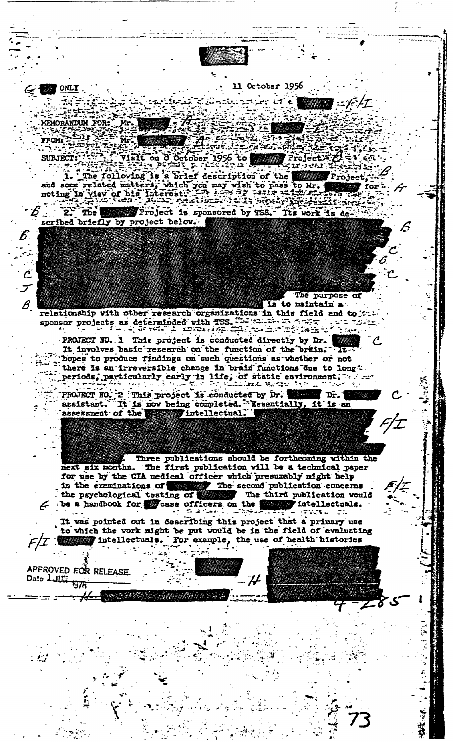ONLY

11 October 1956

MEMORANDUM FOR: Mr.

FROM: Mr.

SUBJECT: Visit on 8 October 1956 to Project

1. The following is a brief description of the Project, and some related matters, which you may wish to pass to Mr. for noting in view of his interest.

2. The Project is sponsored by TSS. Its work is described briefly by project below.

The purpose of is to maintain a relationship with other research organizations in this field and to sponsor projects as determinded with TSS.

PROJECT NO. 1 This project is conducted directly by Dr. It involves basic research on the function of the brain. It hopes to produce findings on such questions as whether or not there is an irreversible change in brain functions due to long periods, particularly early in life, of static environment.

PROJECT NO. 2 This project is conducted by Dr. Dr. assistant. It is now being completed. Essentially, it is an assessment of the intellectual.

Three publications should be forthcoming within the next six months. The first publication will be a technical paper for use by the CIA medical officer which presumably might help in the examinations of The second publication concerns the psychological testing of The third publication would be a handbook for case officers on the intellectuals.

It was pointed out in describing this project that a primary use to which the work might be put would be in the field of evaluating intellectuals. For example, the use of health histories

APPROVED FOR RELEASE
Date 1 JUL 1974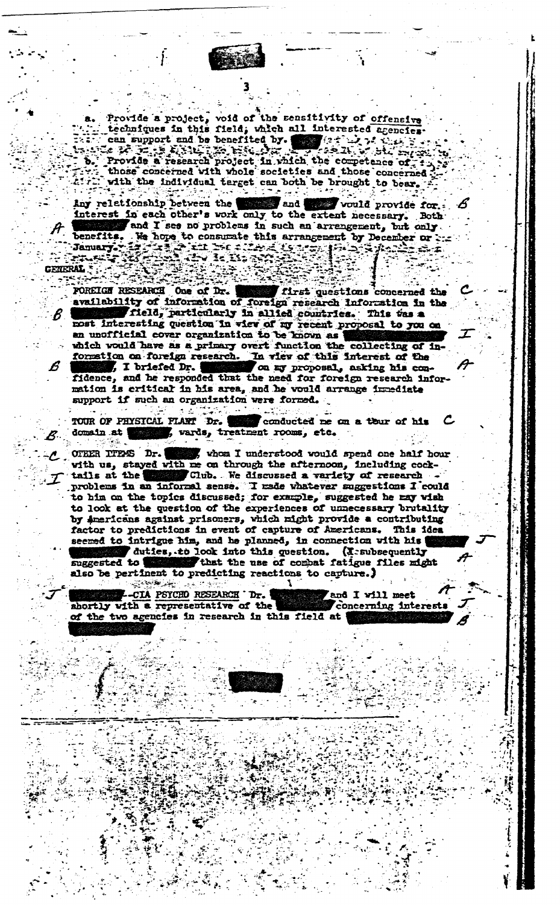a. Provide a project, void of the sensitivity of offensive techniques in this field, which all interested agencies can support and be benefited by.

b. Provide a research project in which the competence of those concerned with whole societies and those concerned with the individual target can both be brought to bear.

Any relationship between the [redacted] and [redacted] would provide for interest in each other's work only to the extent necessary. Both [redacted] and I see no problems in such an arrangement, but only benefits. We hope to consummate this arrangement by December or January.

GENERAL

FOREIGN RESEARCH One of Dr. [redacted] first questions concerned the availability of information of foreign research information in the [redacted] field, particularly in allied countries. This was a most interesting question in view of my recent proposal to you on an unofficial cover organization to be known as [redacted] which would have as a primary overt function the collecting of information on foreign research. In view of this interest of the [redacted], I briefed Dr. [redacted] on my proposal, asking his confidence, and he responded that the need for foreign research information is critical in his area, and he would arrange immediate support if such an organization were formed.

TOUR OF PHYSICAL PLANT Dr. [redacted] conducted me on a tour of his domain at [redacted], wards, treatment rooms, etc.

OTHER ITEMS Dr. [redacted], whom I understood would spend one half hour with us, stayed with me on through the afternoon, including cocktails at the [redacted] Club. We discussed a variety of research problems in an informal sense. I made whatever suggestions I could to him on the topics discussed; for example, suggested he may wish to look at the question of the experiences of unnecessary brutality by Americans against prisoners, which might provide a contributing factor to predictions in event of capture of Americans. This idea seemed to intrigue him, and he planned, in connection with his [redacted] duties, to look into this question. (I subsequently suggested to [redacted] that the use of combat fatigue files might also be pertinent to predicting reactions to capture.)

[redacted]--CIA PSYCHO RESEARCH Dr. [redacted] and I will meet shortly with a representative of the [redacted] concerning interests of the two agencies in research in this field at [redacted]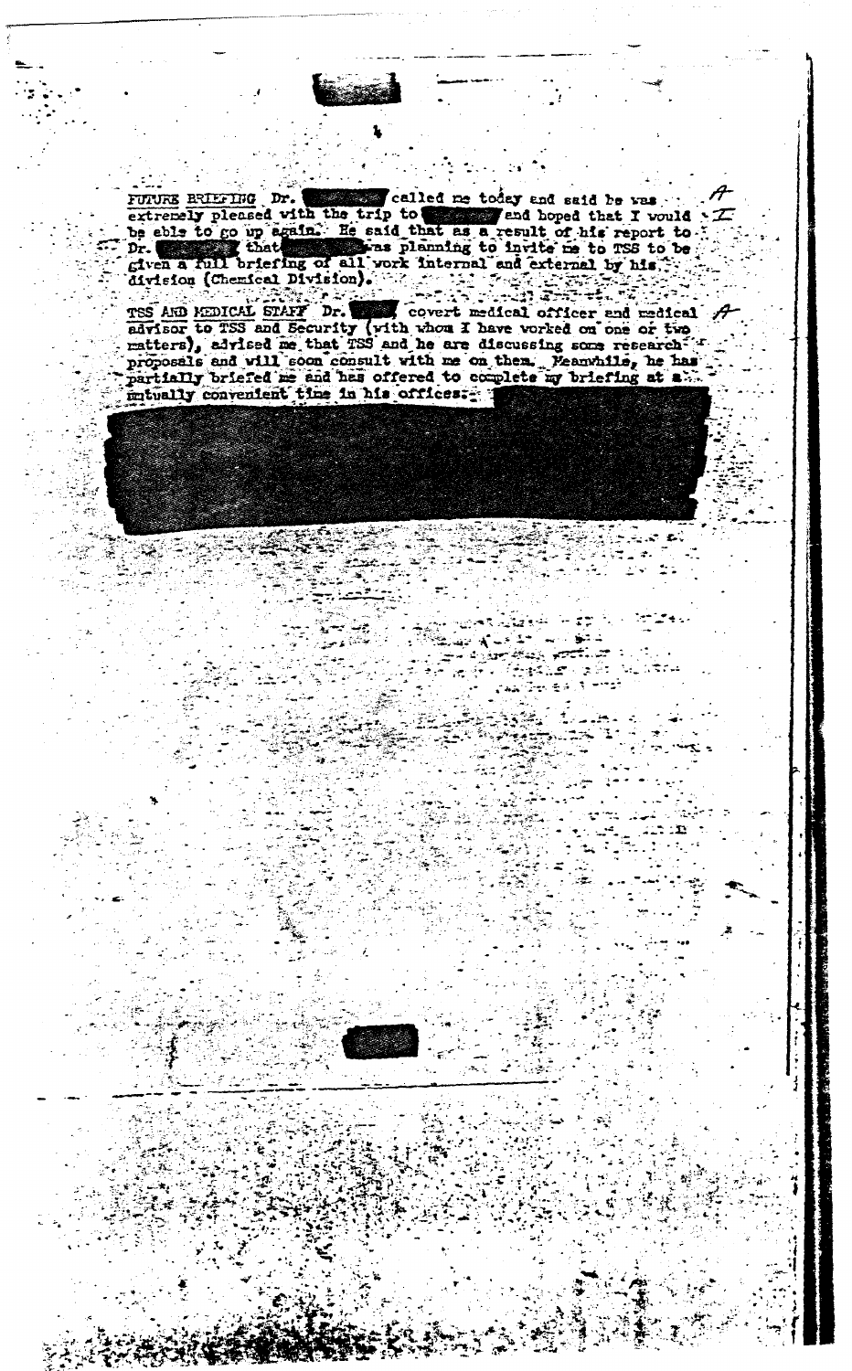FUTURE BRIEFING Dr. [redacted] called me today and said he was extremely pleased with the trip to [redacted] and hoped that I would be able to go up again. He said that as a result of his report to Dr. [redacted] that [redacted] was planning to invite me to TSS to be given a full briefing of all work internal and external by his division (Chemical Division).

A
I

TSS AND MEDICAL STAFF Dr. [redacted] covert medical officer and medical advisor to TSS and Security (with whom I have worked on one or two matters), advised me that TSS and he are discussing some research proposals and will soon consult with me on them. Meanwhile, he has partially briefed me and has offered to complete my briefing at a mutually convenient time in his offices. [redacted]

A